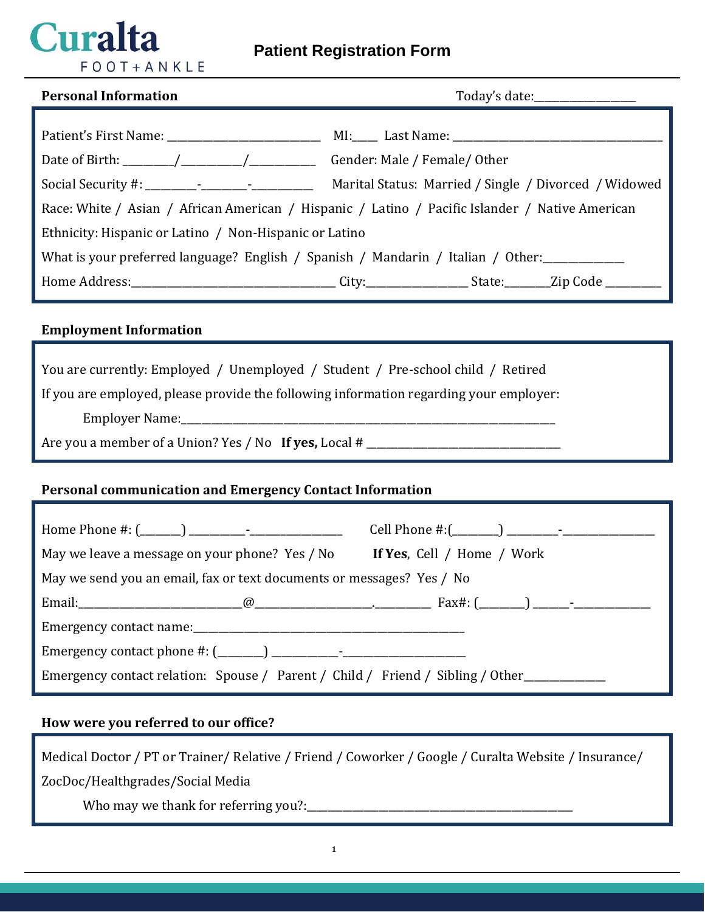Curalta
FOOT+ANKLE

# Patient Registration Form

**Personal Information** Today's date:_________________

Patient's First Name: ___________________________ MI:____ Last Name: ____________________________________

Date of Birth: _________/___________/____________ Gender: Male / Female/ Other

Social Security #: _________-________-___________ Marital Status: Married / Single / Divorced / Widowed

Race: White / Asian / African American / Hispanic / Latino / Pacific Islander / Native American

Ethnicity: Hispanic or Latino / Non-Hispanic or Latino

What is your preferred language? English / Spanish / Mandarin / Italian / Other:______________

Home Address:____________________________________ City:_________________ State:________Zip Code __________

**Employment Information**

You are currently: Employed / Unemployed / Student / Pre-school child / Retired

If you are employed, please provide the following information regarding your employer:

Employer Name:______________________________________________________________________

Are you a member of a Union? Yes / No **If yes,** Local # ___________________________________

**Personal communication and Emergency Contact Information**

Home Phone #: (_______) __________-________________ Cell Phone #:(________) _________-________________

May we leave a message on your phone? Yes / No **If Yes**, Cell / Home / Work

May we send you an email, fax or text documents or messages? Yes / No

Email:____________________________@_____________________.__________ Fax#: (________) ______-_____________

Emergency contact name:___________________________________________________

Emergency contact phone #: (________) ____________-______________________

Emergency contact relation: Spouse / Parent / Child / Friend / Sibling / Other______________

**How were you referred to our office?**

Medical Doctor / PT or Trainer/ Relative / Friend / Coworker / Google / Curalta Website / Insurance/ ZocDoc/Healthgrades/Social Media

Who may we thank for referring you?:__________________________________________________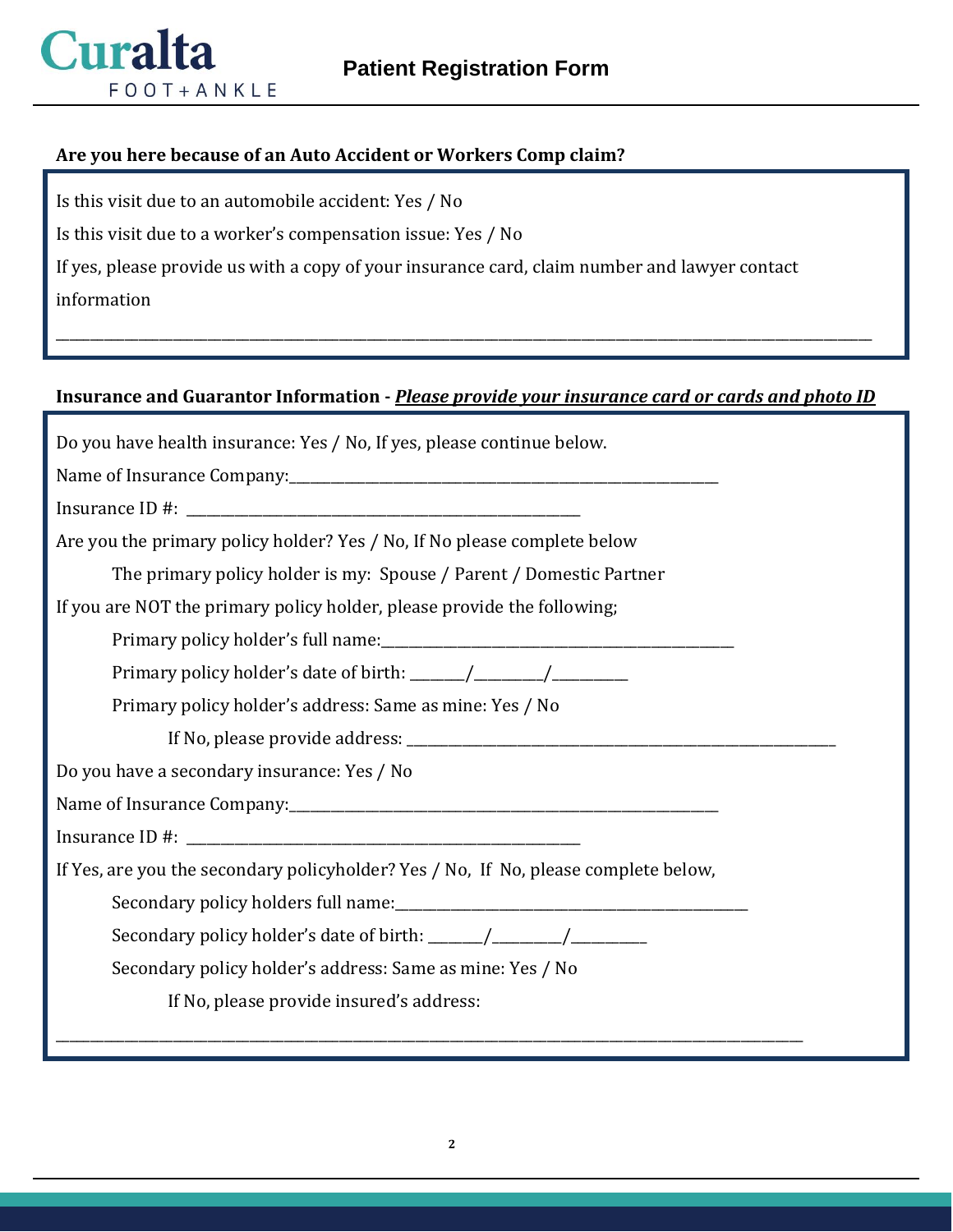## Are you here because of an Auto Accident or Workers Comp claim?

Is this visit due to an automobile accident: Yes / No

Is this visit due to a worker's compensation issue: Yes / No

If yes, please provide us with a copy of your insurance card, claim number and lawyer contact information

_______________________________________________________________________________________________

## Insurance and Guarantor Information - ***Please provide your insurance card or cards and photo ID***

Do you have health insurance: Yes / No, If yes, please continue below.

Name of Insurance Company:_____________________________________________________

Insurance ID #: ____________________________________________

Are you the primary policy holder? Yes / No, If No please complete below

The primary policy holder is my: Spouse / Parent / Domestic Partner

If you are NOT the primary policy holder, please provide the following;

Primary policy holder's full name:_____________________________________________

Primary policy holder's date of birth: _______/_________/_________

Primary policy holder's address: Same as mine: Yes / No

If No, please provide address: ______________________________________________________

Do you have a secondary insurance: Yes / No

Name of Insurance Company:_____________________________________________________

Insurance ID #: ____________________________________________

If Yes, are you the secondary policyholder? Yes / No, If No, please complete below,

Secondary policy holders full name:_____________________________________________

Secondary policy holder's date of birth: _______/_________/_________

Secondary policy holder's address: Same as mine: Yes / No

If No, please provide insured's address:

_______________________________________________________________________________________________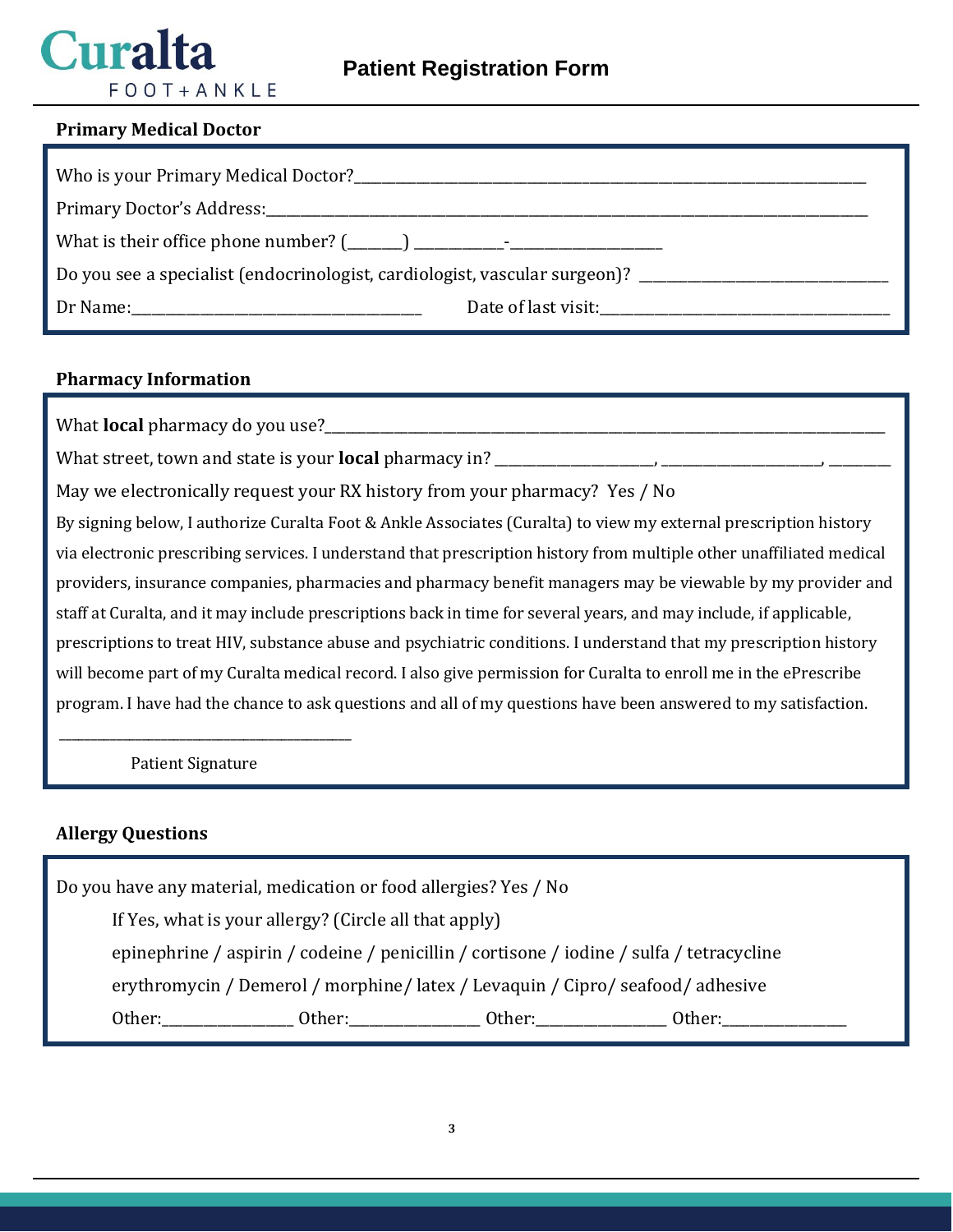Curalta FOOT+ANKLE

# Patient Registration Form

## Primary Medical Doctor

Who is your Primary Medical Doctor?______________________________________________

Primary Doctor's Address:______________________________________________

What is their office phone number? (_______) ___________-___________________

Do you see a specialist (endocrinologist, cardiologist, vascular surgeon)? ______________________________

Dr Name:______________________________ Date of last visit:______________________________

## Pharmacy Information

What **local** pharmacy do you use?______________________________________________

What street, town and state is your **local** pharmacy in? ____________________, ____________________, ________

May we electronically request your RX history from your pharmacy? Yes / No

By signing below, I authorize Curalta Foot & Ankle Associates (Curalta) to view my external prescription history via electronic prescribing services. I understand that prescription history from multiple other unaffiliated medical providers, insurance companies, pharmacies and pharmacy benefit managers may be viewable by my provider and staff at Curalta, and it may include prescriptions back in time for several years, and may include, if applicable, prescriptions to treat HIV, substance abuse and psychiatric conditions. I understand that my prescription history will become part of my Curalta medical record. I also give permission for Curalta to enroll me in the ePrescribe program. I have had the chance to ask questions and all of my questions have been answered to my satisfaction.

______________________________

Patient Signature

## Allergy Questions

Do you have any material, medication or food allergies? Yes / No

If Yes, what is your allergy? (Circle all that apply)

epinephrine / aspirin / codeine / penicillin / cortisone / iodine / sulfa / tetracycline

erythromycin / Demerol / morphine/ latex / Levaquin / Cipro/ seafood/ adhesive

Other:________________ Other:________________ Other:________________ Other:________________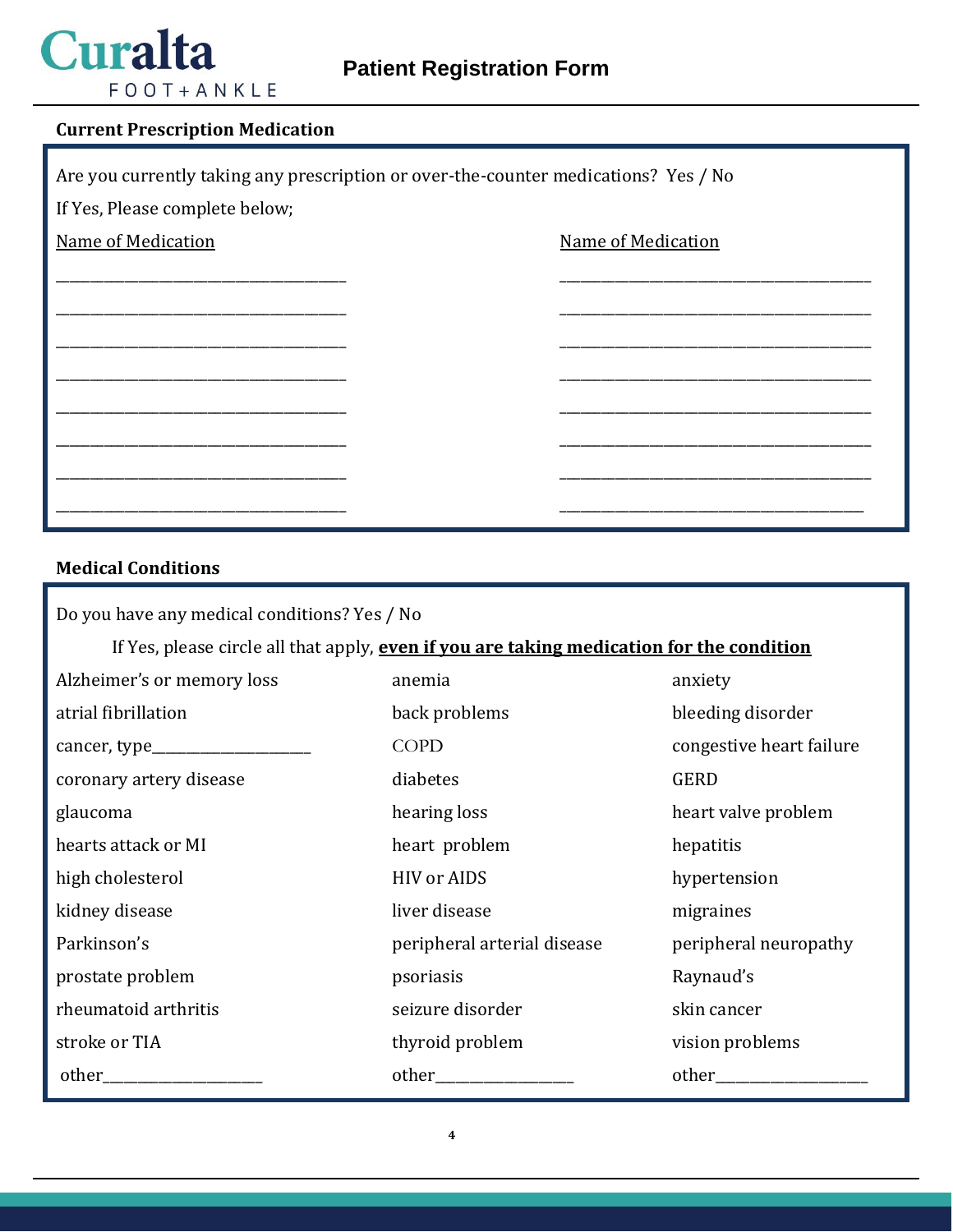# Curalta FOOT+ANKLE

## Patient Registration Form

### Current Prescription Medication

Are you currently taking any prescription or over-the-counter medications? Yes / No

If Yes, Please complete below;

| Name of Medication | Name of Medication |
|---|---|
| ______________________________ | ______________________________ |
| ______________________________ | ______________________________ |
| ______________________________ | ______________________________ |
| ______________________________ | ______________________________ |
| ______________________________ | ______________________________ |
| ______________________________ | ______________________________ |
| ______________________________ | ______________________________ |
| ______________________________ | ______________________________ |

### Medical Conditions

Do you have any medical conditions? Yes / No

If Yes, please circle all that apply, **even if you are taking medication for the condition**

| | | |
|---|---|---|
| Alzheimer's or memory loss | anemia | anxiety |
| atrial fibrillation | back problems | bleeding disorder |
| cancer, type____________________ | COPD | congestive heart failure |
| coronary artery disease | diabetes | GERD |
| glaucoma | hearing loss | heart valve problem |
| hearts attack or MI | heart problem | hepatitis |
| high cholesterol | HIV or AIDS | hypertension |
| kidney disease | liver disease | migraines |
| Parkinson's | peripheral arterial disease | peripheral neuropathy |
| prostate problem | psoriasis | Raynaud's |
| rheumatoid arthritis | seizure disorder | skin cancer |
| stroke or TIA | thyroid problem | vision problems |
| other____________________ | other_________________ | other___________________ |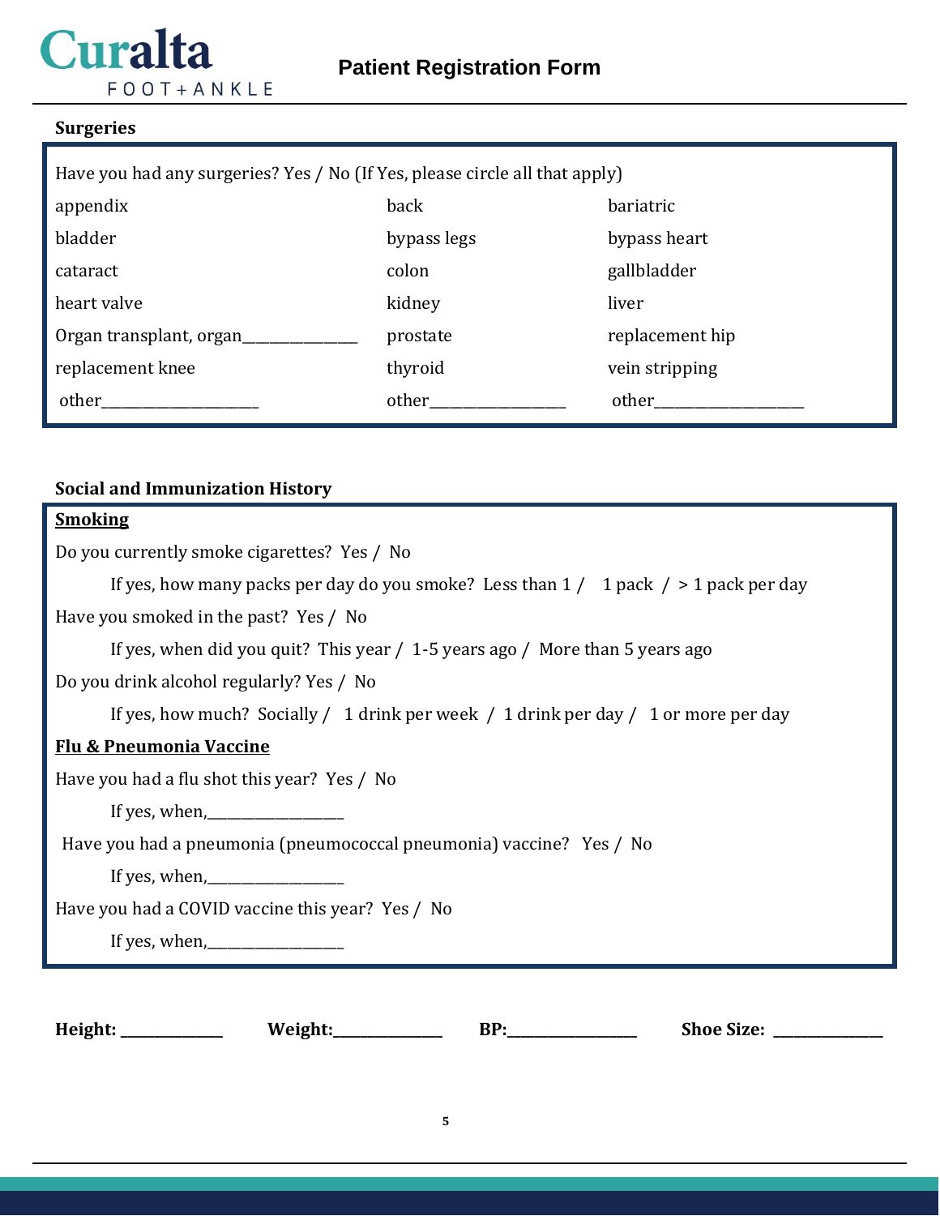# Curalta FOOT+ANKLE

## Patient Registration Form

### Surgeries

Have you had any surgeries? Yes / No (If Yes, please circle all that apply)

| | | |
|---|---|---|
| appendix | back | bariatric |
| bladder | bypass legs | bypass heart |
| cataract | colon | gallbladder |
| heart valve | kidney | liver |
| Organ transplant, organ______________ | prostate | replacement hip |
| replacement knee | thyroid | vein stripping |
| other____________________ | other_________________ | other___________________ |

### Social and Immunization History

**Smoking**

Do you currently smoke cigarettes? Yes / No

If yes, how many packs per day do you smoke? Less than 1 / 1 pack / > 1 pack per day

Have you smoked in the past? Yes / No

If yes, when did you quit? This year / 1-5 years ago / More than 5 years ago

Do you drink alcohol regularly? Yes / No

If yes, how much? Socially / 1 drink per week / 1 drink per day / 1 or more per day

**Flu & Pneumonia Vaccine**

Have you had a flu shot this year? Yes / No

If yes, when,_________________

Have you had a pneumonia (pneumococcal pneumonia) vaccine? Yes / No

If yes, when,_________________

Have you had a COVID vaccine this year? Yes / No

If yes, when,_________________

**Height:** _____________ **Weight:**______________ **BP:**_________________ **Shoe Size:** ______________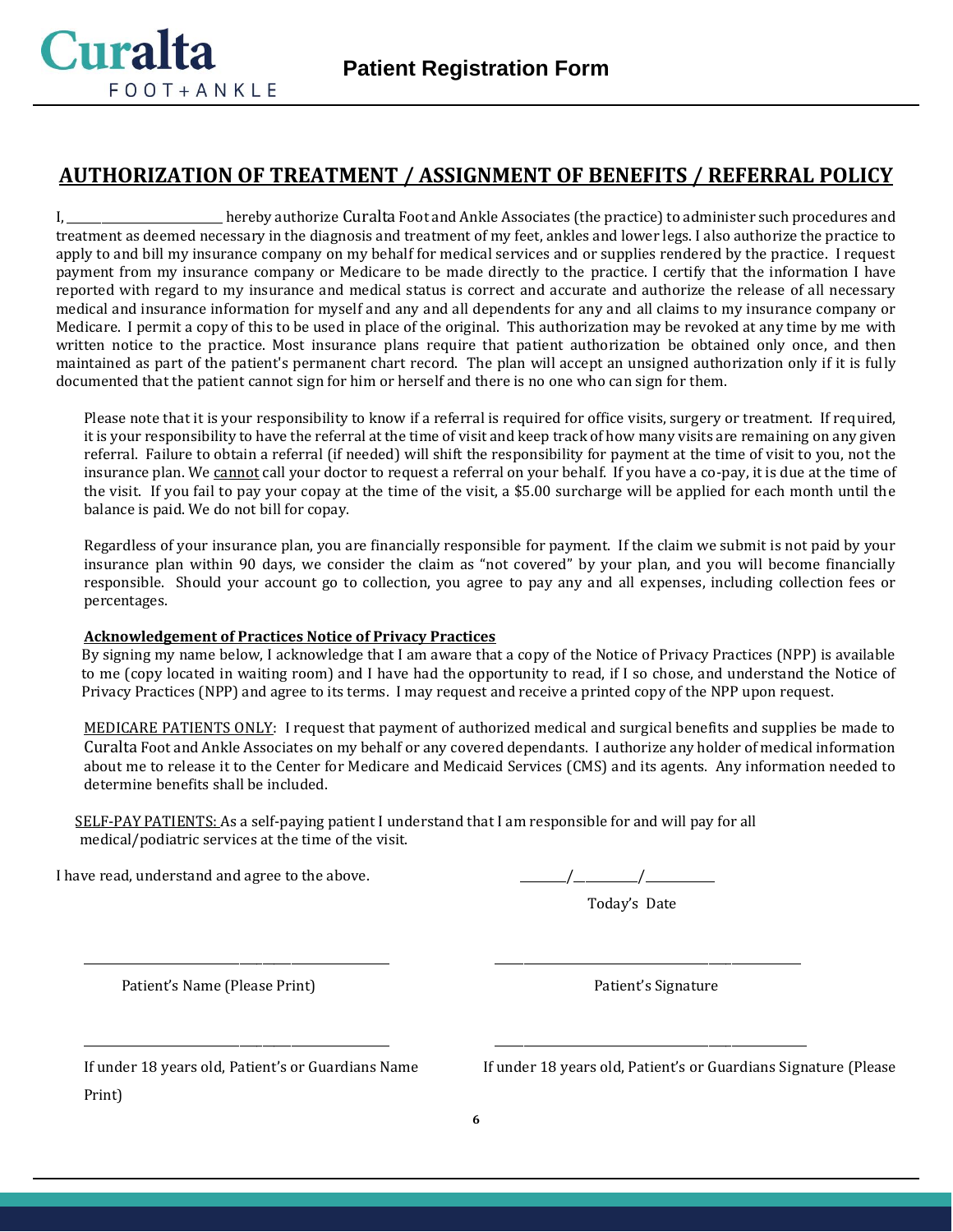# AUTHORIZATION OF TREATMENT / ASSIGNMENT OF BENEFITS / REFERRAL POLICY

I, ________________________ hereby authorize Curalta Foot and Ankle Associates (the practice) to administer such procedures and treatment as deemed necessary in the diagnosis and treatment of my feet, ankles and lower legs. I also authorize the practice to apply to and bill my insurance company on my behalf for medical services and or supplies rendered by the practice. I request payment from my insurance company or Medicare to be made directly to the practice. I certify that the information I have reported with regard to my insurance and medical status is correct and accurate and authorize the release of all necessary medical and insurance information for myself and any and all dependents for any and all claims to my insurance company or Medicare. I permit a copy of this to be used in place of the original. This authorization may be revoked at any time by me with written notice to the practice. Most insurance plans require that patient authorization be obtained only once, and then maintained as part of the patient's permanent chart record. The plan will accept an unsigned authorization only if it is fully documented that the patient cannot sign for him or herself and there is no one who can sign for them.

Please note that it is your responsibility to know if a referral is required for office visits, surgery or treatment. If required, it is your responsibility to have the referral at the time of visit and keep track of how many visits are remaining on any given referral. Failure to obtain a referral (if needed) will shift the responsibility for payment at the time of visit to you, not the insurance plan. We cannot call your doctor to request a referral on your behalf. If you have a co-pay, it is due at the time of the visit. If you fail to pay your copay at the time of the visit, a $5.00 surcharge will be applied for each month until the balance is paid. We do not bill for copay.

Regardless of your insurance plan, you are financially responsible for payment. If the claim we submit is not paid by your insurance plan within 90 days, we consider the claim as "not covered" by your plan, and you will become financially responsible. Should your account go to collection, you agree to pay any and all expenses, including collection fees or percentages.

**Acknowledgement of Practices Notice of Privacy Practices**

By signing my name below, I acknowledge that I am aware that a copy of the Notice of Privacy Practices (NPP) is available to me (copy located in waiting room) and I have had the opportunity to read, if I so chose, and understand the Notice of Privacy Practices (NPP) and agree to its terms. I may request and receive a printed copy of the NPP upon request.

MEDICARE PATIENTS ONLY: I request that payment of authorized medical and surgical benefits and supplies be made to Curalta Foot and Ankle Associates on my behalf or any covered dependants. I authorize any holder of medical information about me to release it to the Center for Medicare and Medicaid Services (CMS) and its agents. Any information needed to determine benefits shall be included.

SELF-PAY PATIENTS: As a self-paying patient I understand that I am responsible for and will pay for all medical/podiatric services at the time of the visit.

I have read, understand and agree to the above.

_______/_________/__________

Today's Date

___________________________________________

Patient's Name (Please Print)

___________________________________________

Patient's Signature

___________________________________________

If under 18 years old, Patient's or Guardians Name Print)

___________________________________________

If under 18 years old, Patient's or Guardians Signature (Please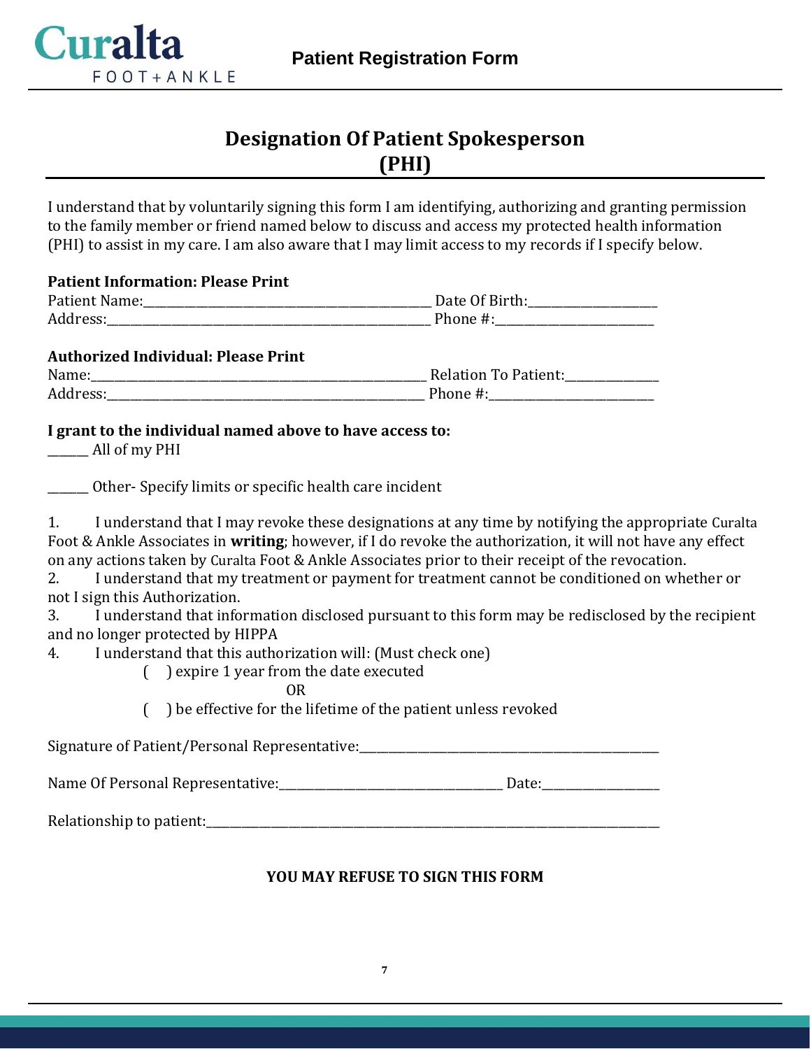Curalta FOOT+ANKLE

**Patient Registration Form**

# Designation Of Patient Spokesperson (PHI)

I understand that by voluntarily signing this form I am identifying, authorizing and granting permission to the family member or friend named below to discuss and access my protected health information (PHI) to assist in my care. I am also aware that I may limit access to my records if I specify below.

**Patient Information: Please Print**

Patient Name:_______________________________________________ Date Of Birth:____________________

Address:____________________________________________________ Phone #:_________________________

**Authorized Individual: Please Print**

Name:______________________________________________________ Relation To Patient:______________

Address:___________________________________________________ Phone #:__________________________

**I grant to the individual named above to have access to:**

______ All of my PHI

______ Other- Specify limits or specific health care incident

1. I understand that I may revoke these designations at any time by notifying the appropriate Curalta Foot & Ankle Associates in **writing**; however, if I do revoke the authorization, it will not have any effect on any actions taken by Curalta Foot & Ankle Associates prior to their receipt of the revocation.
2. I understand that my treatment or payment for treatment cannot be conditioned on whether or not I sign this Authorization.
3. I understand that information disclosed pursuant to this form may be redisclosed by the recipient and no longer protected by HIPPA
4. I understand that this authorization will: (Must check one)

   ( ) expire 1 year from the date executed

   OR

   ( ) be effective for the lifetime of the patient unless revoked

Signature of Patient/Personal Representative:_______________________________________________

Name Of Personal Representative:___________________________________ Date:__________________

Relationship to patient:___________________________________________________________________

**YOU MAY REFUSE TO SIGN THIS FORM**